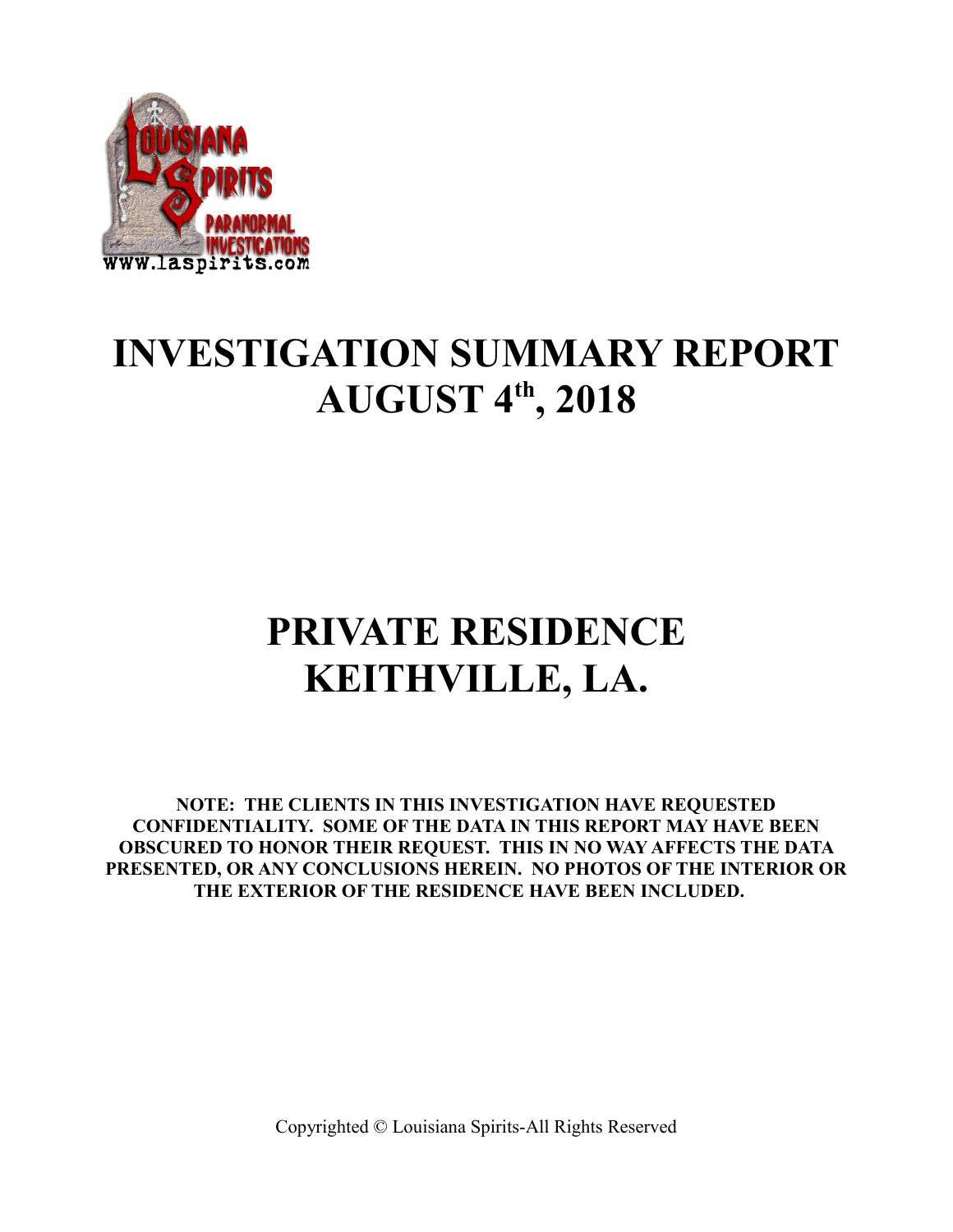# INVESTIGATION SUMMARY REPORT
# AUGUST 4th, 2018

# PRIVATE RESIDENCE
# KEITHVILLE, LA.

**NOTE: THE CLIENTS IN THIS INVESTIGATION HAVE REQUESTED CONFIDENTIALITY. SOME OF THE DATA IN THIS REPORT MAY HAVE BEEN OBSCURED TO HONOR THEIR REQUEST. THIS IN NO WAY AFFECTS THE DATA PRESENTED, OR ANY CONCLUSIONS HEREIN. NO PHOTOS OF THE INTERIOR OR THE EXTERIOR OF THE RESIDENCE HAVE BEEN INCLUDED.**

Copyrighted © Louisiana Spirits-All Rights Reserved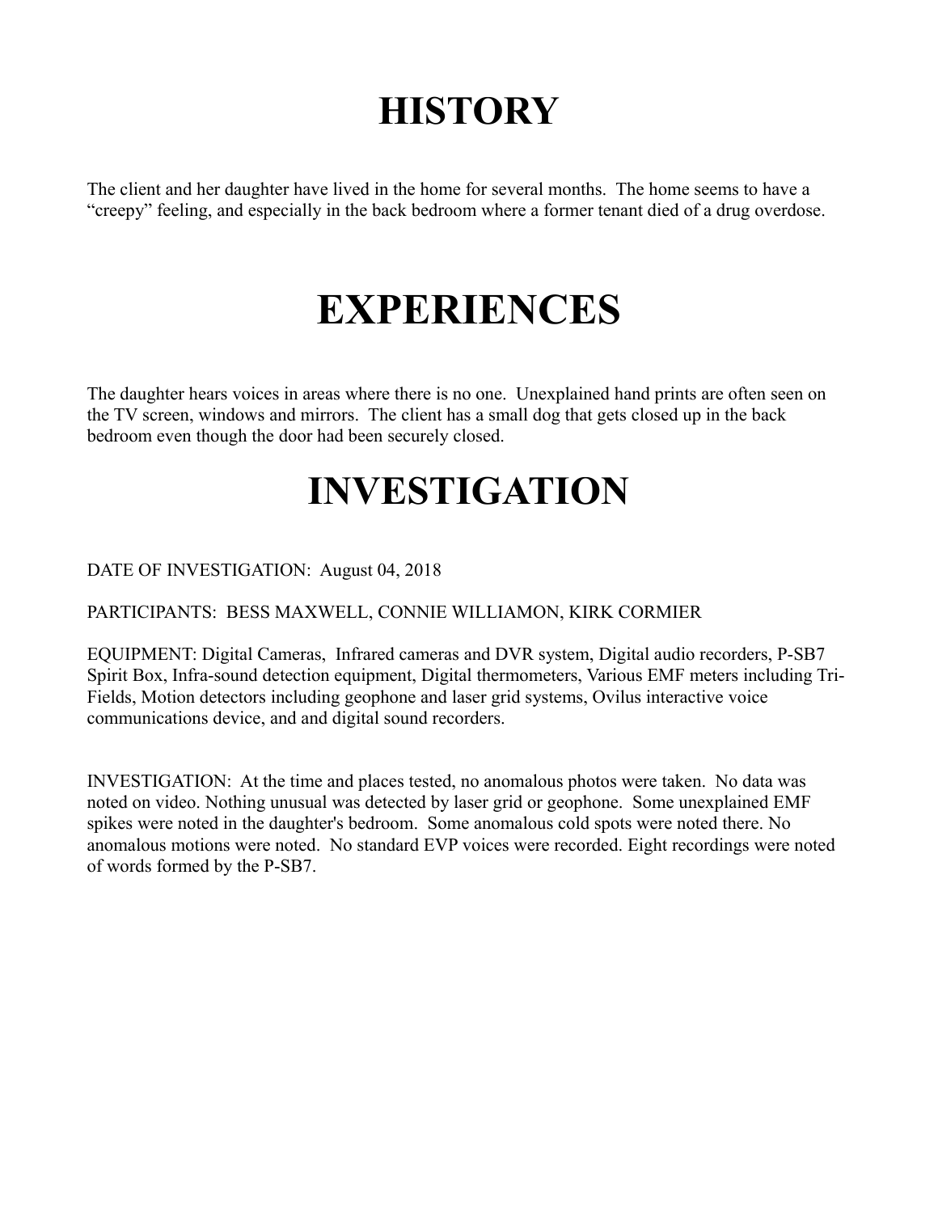# HISTORY

The client and her daughter have lived in the home for several months. The home seems to have a "creepy" feeling, and especially in the back bedroom where a former tenant died of a drug overdose.

# EXPERIENCES

The daughter hears voices in areas where there is no one. Unexplained hand prints are often seen on the TV screen, windows and mirrors. The client has a small dog that gets closed up in the back bedroom even though the door had been securely closed.

# INVESTIGATION

DATE OF INVESTIGATION: August 04, 2018

PARTICIPANTS: BESS MAXWELL, CONNIE WILLIAMON, KIRK CORMIER

EQUIPMENT: Digital Cameras, Infrared cameras and DVR system, Digital audio recorders, P-SB7 Spirit Box, Infra-sound detection equipment, Digital thermometers, Various EMF meters including Tri-Fields, Motion detectors including geophone and laser grid systems, Ovilus interactive voice communications device, and and digital sound recorders.

INVESTIGATION: At the time and places tested, no anomalous photos were taken. No data was noted on video. Nothing unusual was detected by laser grid or geophone. Some unexplained EMF spikes were noted in the daughter's bedroom. Some anomalous cold spots were noted there. No anomalous motions were noted. No standard EVP voices were recorded. Eight recordings were noted of words formed by the P-SB7.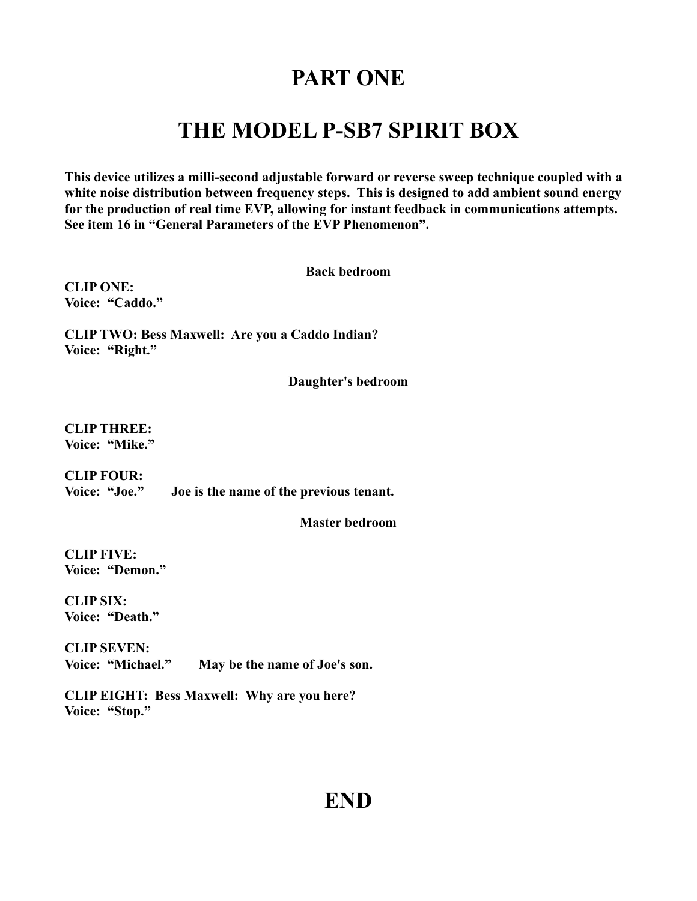# PART ONE

# THE MODEL P-SB7 SPIRIT BOX

**This device utilizes a milli-second adjustable forward or reverse sweep technique coupled with a white noise distribution between frequency steps. This is designed to add ambient sound energy for the production of real time EVP, allowing for instant feedback in communications attempts. See item 16 in "General Parameters of the EVP Phenomenon".**

**Back bedroom**

**CLIP ONE:**
**Voice: "Caddo."**

**CLIP TWO: Bess Maxwell: Are you a Caddo Indian?**
**Voice: "Right."**

**Daughter's bedroom**

**CLIP THREE:**
**Voice: "Mike."**

**CLIP FOUR:**
**Voice: "Joe."** **Joe is the name of the previous tenant.**

**Master bedroom**

**CLIP FIVE:**
**Voice: "Demon."**

**CLIP SIX:**
**Voice: "Death."**

**CLIP SEVEN:**
**Voice: "Michael."** **May be the name of Joe's son.**

**CLIP EIGHT: Bess Maxwell: Why are you here?**
**Voice: "Stop."**

# END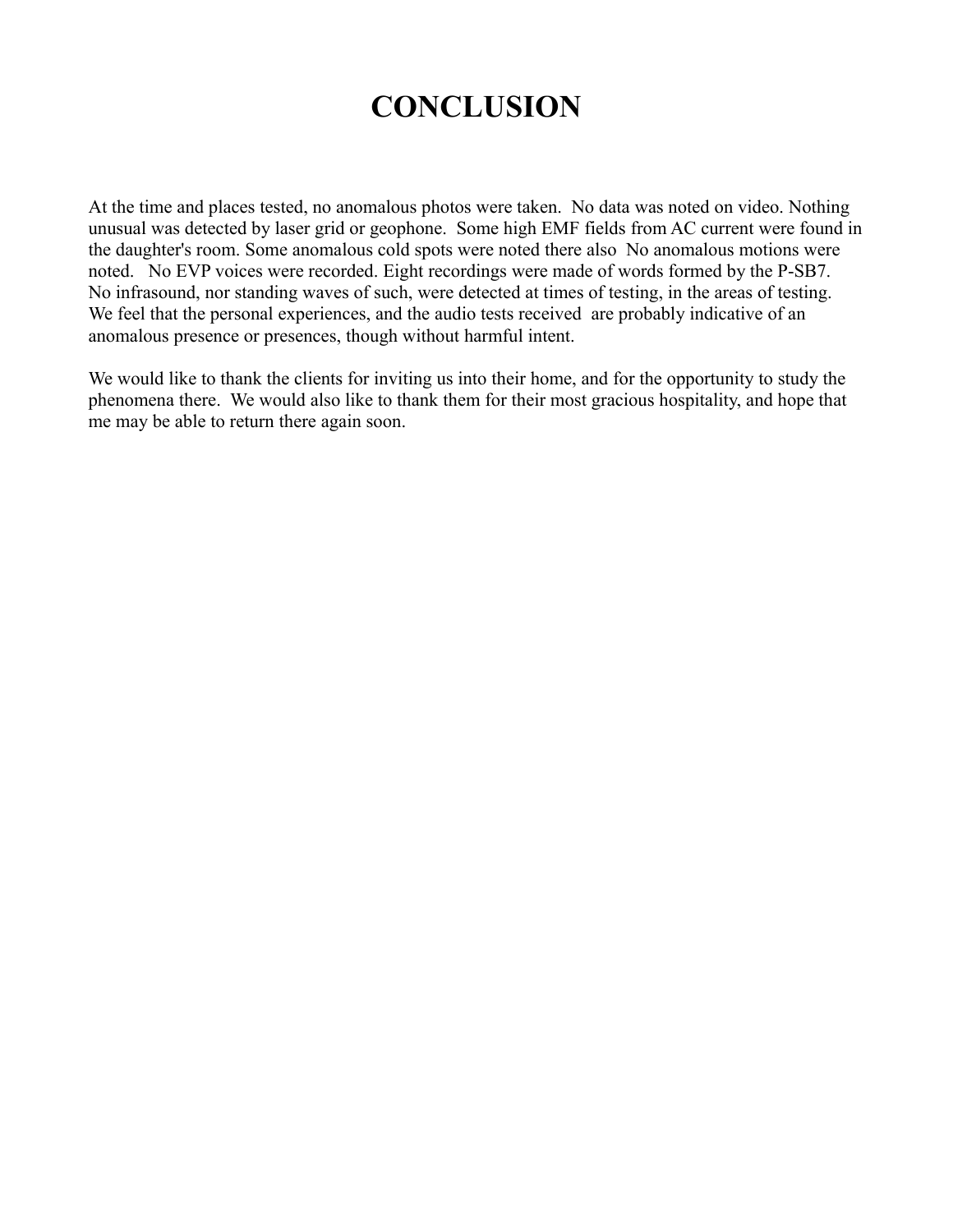# CONCLUSION

At the time and places tested, no anomalous photos were taken. No data was noted on video. Nothing unusual was detected by laser grid or geophone. Some high EMF fields from AC current were found in the daughter's room. Some anomalous cold spots were noted there also No anomalous motions were noted. No EVP voices were recorded. Eight recordings were made of words formed by the P-SB7. No infrasound, nor standing waves of such, were detected at times of testing, in the areas of testing. We feel that the personal experiences, and the audio tests received are probably indicative of an anomalous presence or presences, though without harmful intent.

We would like to thank the clients for inviting us into their home, and for the opportunity to study the phenomena there. We would also like to thank them for their most gracious hospitality, and hope that me may be able to return there again soon.